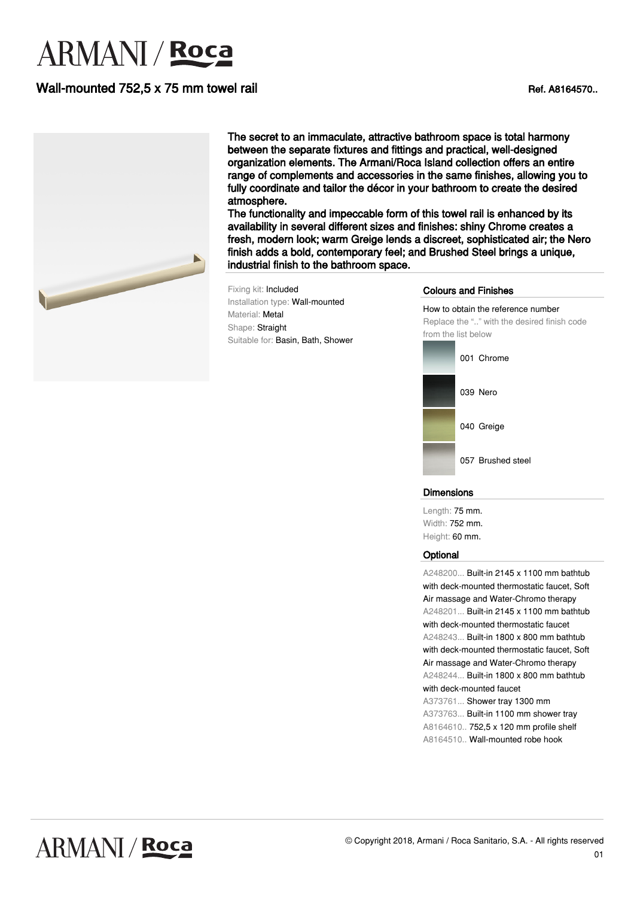# ARMANI / Roca

## Wall-mounted 752,5 x 75 mm towel rail

Ref. A8164570..

**The secret to an immaculate, attractive bathroom space is total harmony between the separate fixtures and fittings and practical, well-designed organization elements. The Armani/Roca Island collection offers an entire range of complements and accessories in the same finishes, allowing you to fully coordinate and tailor the décor in your bathroom to create the desired atmosphere.**
**The functionality and impeccable form of this towel rail is enhanced by its availability in several different sizes and finishes: shiny Chrome creates a fresh, modern look; warm Greige lends a discreet, sophisticated air; the Nero finish adds a bold, contemporary feel; and Brushed Steel brings a unique, industrial finish to the bathroom space.**

Fixing kit: Included
Installation type: Wall-mounted
Material: Metal
Shape: Straight
Suitable for: Basin, Bath, Shower

### Colours and Finishes

How to obtain the reference number
Replace the ".." with the desired finish code from the list below

- 001 Chrome
- 039 Nero
- 040 Greige
- 057 Brushed steel

### Dimensions

Length: 75 mm.
Width: 752 mm.
Height: 60 mm.

### Optional

A248200... Built-in 2145 x 1100 mm bathtub with deck-mounted thermostatic faucet, Soft Air massage and Water-Chromo therapy
A248201... Built-in 2145 x 1100 mm bathtub with deck-mounted thermostatic faucet
A248243... Built-in 1800 x 800 mm bathtub with deck-mounted thermostatic faucet, Soft Air massage and Water-Chromo therapy
A248244... Built-in 1800 x 800 mm bathtub with deck-mounted faucet
A373761... Shower tray 1300 mm
A373763... Built-in 1100 mm shower tray
A8164610.. 752,5 x 120 mm profile shelf
A8164510.. Wall-mounted robe hook

© Copyright 2018, Armani / Roca Sanitario, S.A. - All rights reserved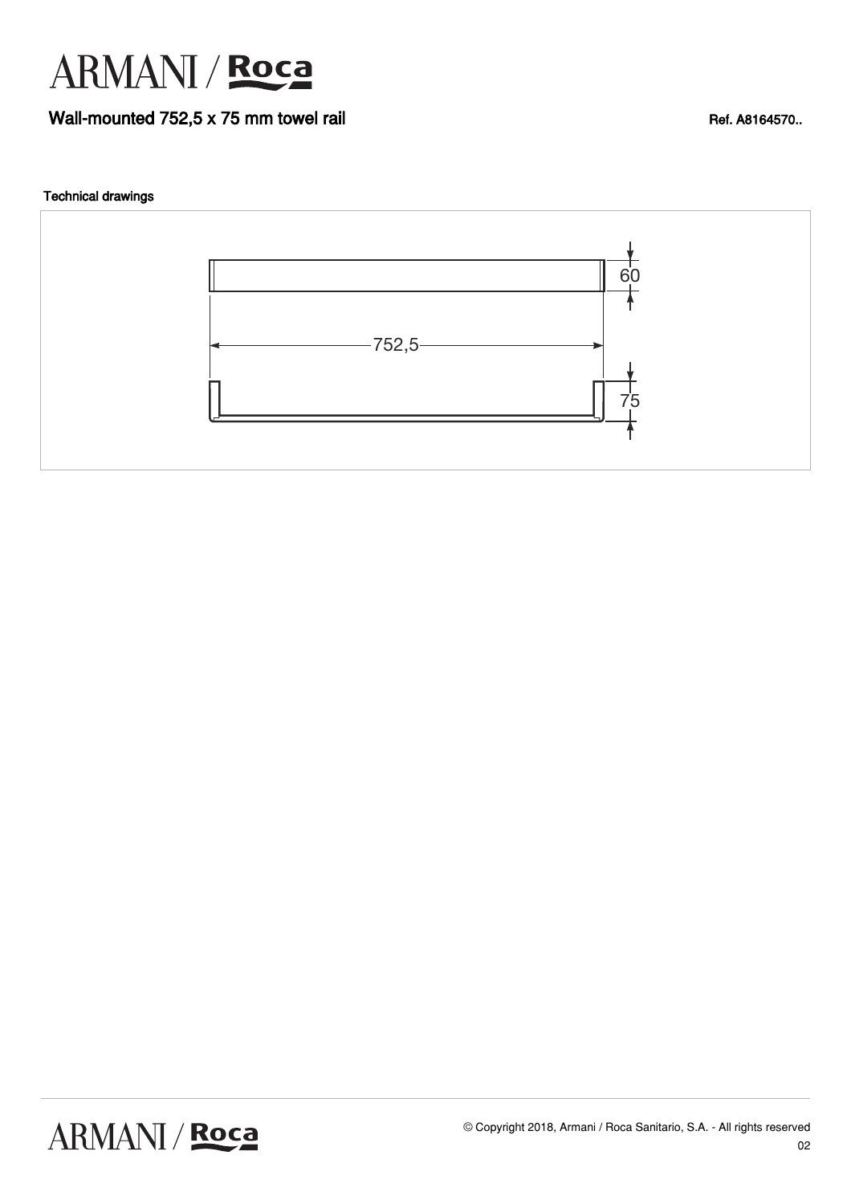# ARMANI / Roca

## Wall-mounted 752,5 x 75 mm towel rail

Ref. A8164570..

### Technical drawings

60

752,5

75

© Copyright 2018, Armani / Roca Sanitario, S.A. - All rights reserved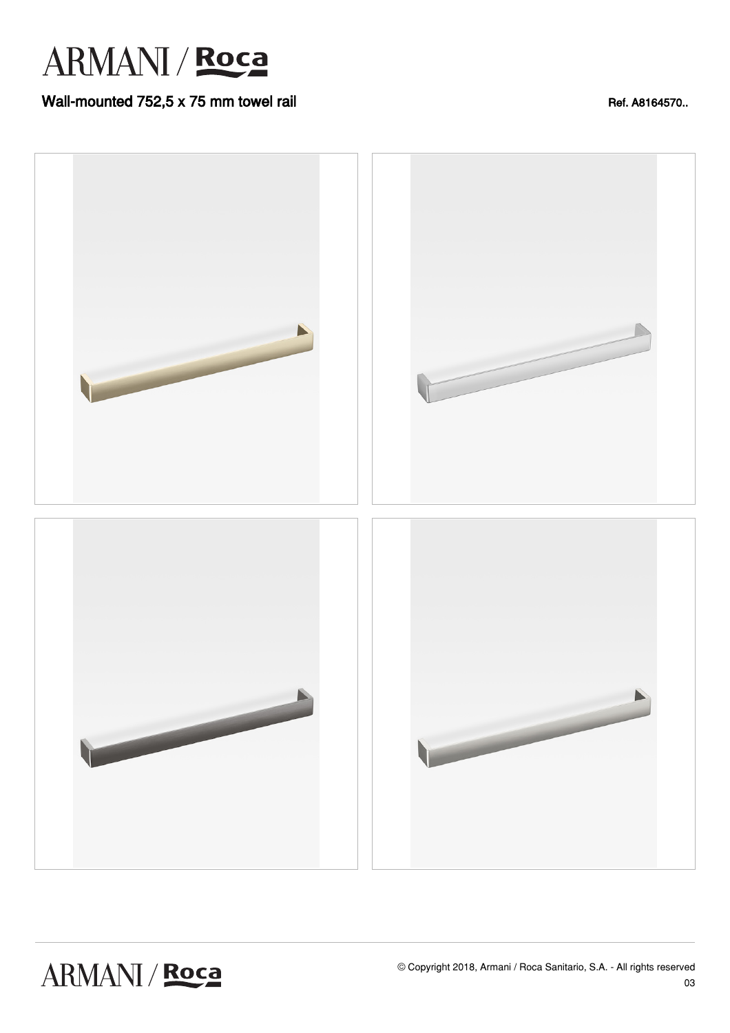# ARMANI / Roca

## Wall-mounted 752,5 x 75 mm towel rail

Ref. A8164570..

© Copyright 2018, Armani / Roca Sanitario, S.A. - All rights reserved